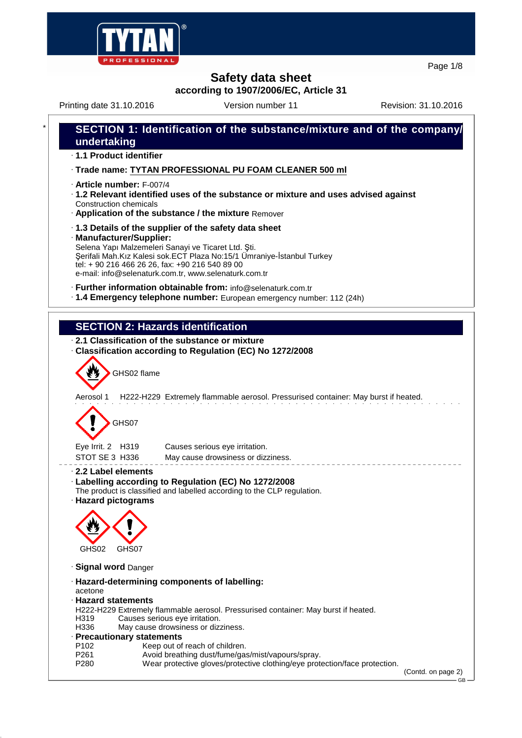# Safety data sheet

**according to 1907/2006/EC, Article 31**

Printing date 31.10.2016 Version number 11 Revision: 31.10.2016

## SECTION 1: Identification of the substance/mixture and of the company/undertaking

· **1.1 Product identifier**

· **Trade name: TYTAN PROFESSIONAL PU FOAM CLEANER 500 ml**

· **Article number:** F-007/4

· **1.2 Relevant identified uses of the substance or mixture and uses advised against**
Construction chemicals

· **Application of the substance / the mixture** Remover

· **1.3 Details of the supplier of the safety data sheet**

· **Manufacturer/Supplier:**
Selena Yapı Malzemeleri Sanayi ve Ticaret Ltd. Şti.
Şerifali Mah.Kız Kalesi sok.ECT Plaza No:15/1 Ümraniye-İstanbul Turkey
tel: + 90 216 466 26 26, fax: +90 216 540 89 00
e-mail: info@selenaturk.com.tr, www.selenaturk.com.tr

· **Further information obtainable from:** info@selenaturk.com.tr

· **1.4 Emergency telephone number:** European emergency number: 112 (24h)

## SECTION 2: Hazards identification

· **2.1 Classification of the substance or mixture**

· **Classification according to Regulation (EC) No 1272/2008**

GHS02 flame

Aerosol 1 H222-H229 Extremely flammable aerosol. Pressurised container: May burst if heated.

GHS07

| | | |
|---|---|---|
| Eye Irrit. 2 | H319 | Causes serious eye irritation. |
| STOT SE 3 | H336 | May cause drowsiness or dizziness. |

· **2.2 Label elements**

· **Labelling according to Regulation (EC) No 1272/2008**
The product is classified and labelled according to the CLP regulation.

· **Hazard pictograms**

GHS02 GHS07

· **Signal word** Danger

· **Hazard-determining components of labelling:**
acetone

· **Hazard statements**
H222-H229 Extremely flammable aerosol. Pressurised container: May burst if heated.
H319 Causes serious eye irritation.
H336 May cause drowsiness or dizziness.

· **Precautionary statements**

| | |
|---|---|
| P102 | Keep out of reach of children. |
| P261 | Avoid breathing dust/fume/gas/mist/vapours/spray. |
| P280 | Wear protective gloves/protective clothing/eye protection/face protection. |

(Contd. on page 2)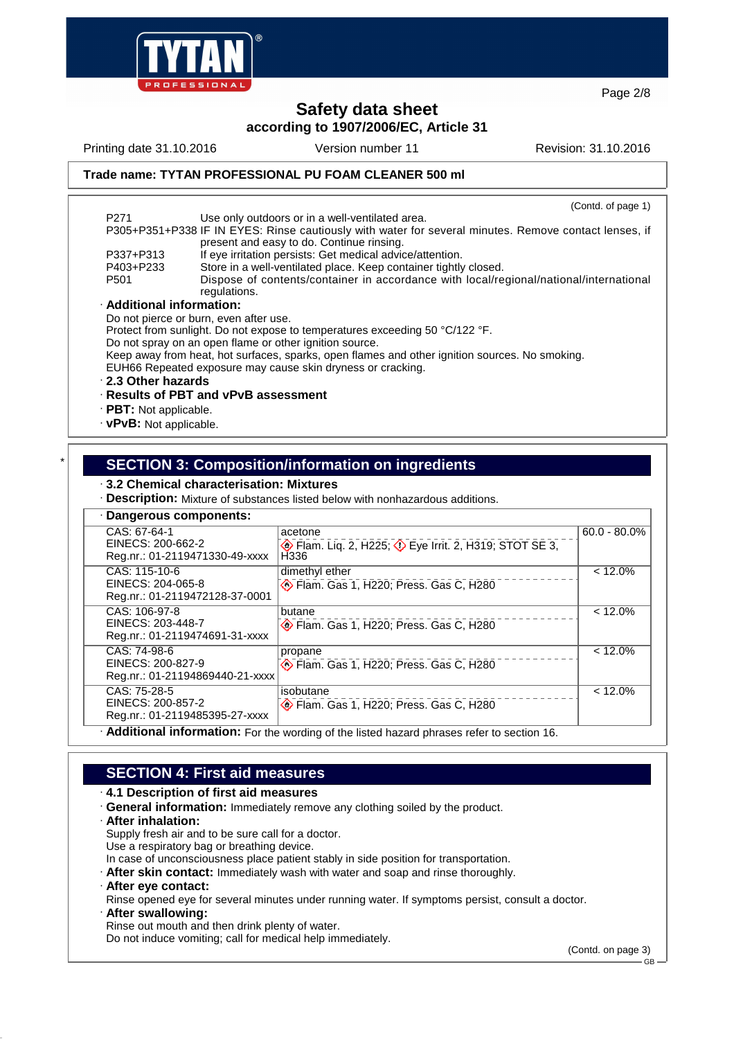# Safety data sheet

**according to 1907/2006/EC, Article 31**

Printing date 31.10.2016 | Version number 11 | Revision: 31.10.2016

**Trade name: TYTAN PROFESSIONAL PU FOAM CLEANER 500 ml**

(Contd. of page 1)

| | |
|---|---|
| P271 | Use only outdoors or in a well-ventilated area. |
| P305+P351+P338 | IF IN EYES: Rinse cautiously with water for several minutes. Remove contact lenses, if present and easy to do. Continue rinsing. |
| P337+P313 | If eye irritation persists: Get medical advice/attention. |
| P403+P233 | Store in a well-ventilated place. Keep container tightly closed. |
| P501 | Dispose of contents/container in accordance with local/regional/national/international regulations. |

· **Additional information:**

Do not pierce or burn, even after use.
Protect from sunlight. Do not expose to temperatures exceeding 50 °C/122 °F.
Do not spray on an open flame or other ignition source.
Keep away from heat, hot surfaces, sparks, open flames and other ignition sources. No smoking.
EUH66 Repeated exposure may cause skin dryness or cracking.

· **2.3 Other hazards**

· **Results of PBT and vPvB assessment**

· **PBT:** Not applicable.

· **vPvB:** Not applicable.

## SECTION 3: Composition/information on ingredients

· **3.2 Chemical characterisation: Mixtures**

· **Description:** Mixture of substances listed below with nonhazardous additions.

· **Dangerous components:**

| Identifiers | Substance / Classification | Concentration |
|---|---|---|
| CAS: 67-64-1<br>EINECS: 200-662-2<br>Reg.nr.: 01-2119471330-49-xxxx | acetone<br>Flam. Liq. 2, H225; Eye Irrit. 2, H319; STOT SE 3, H336 | 60.0 - 80.0% |
| CAS: 115-10-6<br>EINECS: 204-065-8<br>Reg.nr.: 01-2119472128-37-0001 | dimethyl ether<br>Flam. Gas 1, H220; Press. Gas C, H280 | < 12.0% |
| CAS: 106-97-8<br>EINECS: 203-448-7<br>Reg.nr.: 01-2119474691-31-xxxx | butane<br>Flam. Gas 1, H220; Press. Gas C, H280 | < 12.0% |
| CAS: 74-98-6<br>EINECS: 200-827-9<br>Reg.nr.: 01-21194869440-21-xxxx | propane<br>Flam. Gas 1, H220; Press. Gas C, H280 | < 12.0% |
| CAS: 75-28-5<br>EINECS: 200-857-2<br>Reg.nr.: 01-2119485395-27-xxxx | isobutane<br>Flam. Gas 1, H220; Press. Gas C, H280 | < 12.0% |

· **Additional information:** For the wording of the listed hazard phrases refer to section 16.

## SECTION 4: First aid measures

· **4.1 Description of first aid measures**

· **General information:** Immediately remove any clothing soiled by the product.

· **After inhalation:**

Supply fresh air and to be sure call for a doctor.
Use a respiratory bag or breathing device.
In case of unconsciousness place patient stably in side position for transportation.

· **After skin contact:** Immediately wash with water and soap and rinse thoroughly.

· **After eye contact:**

Rinse opened eye for several minutes under running water. If symptoms persist, consult a doctor.

· **After swallowing:**

Rinse out mouth and then drink plenty of water.
Do not induce vomiting; call for medical help immediately.

(Contd. on page 3)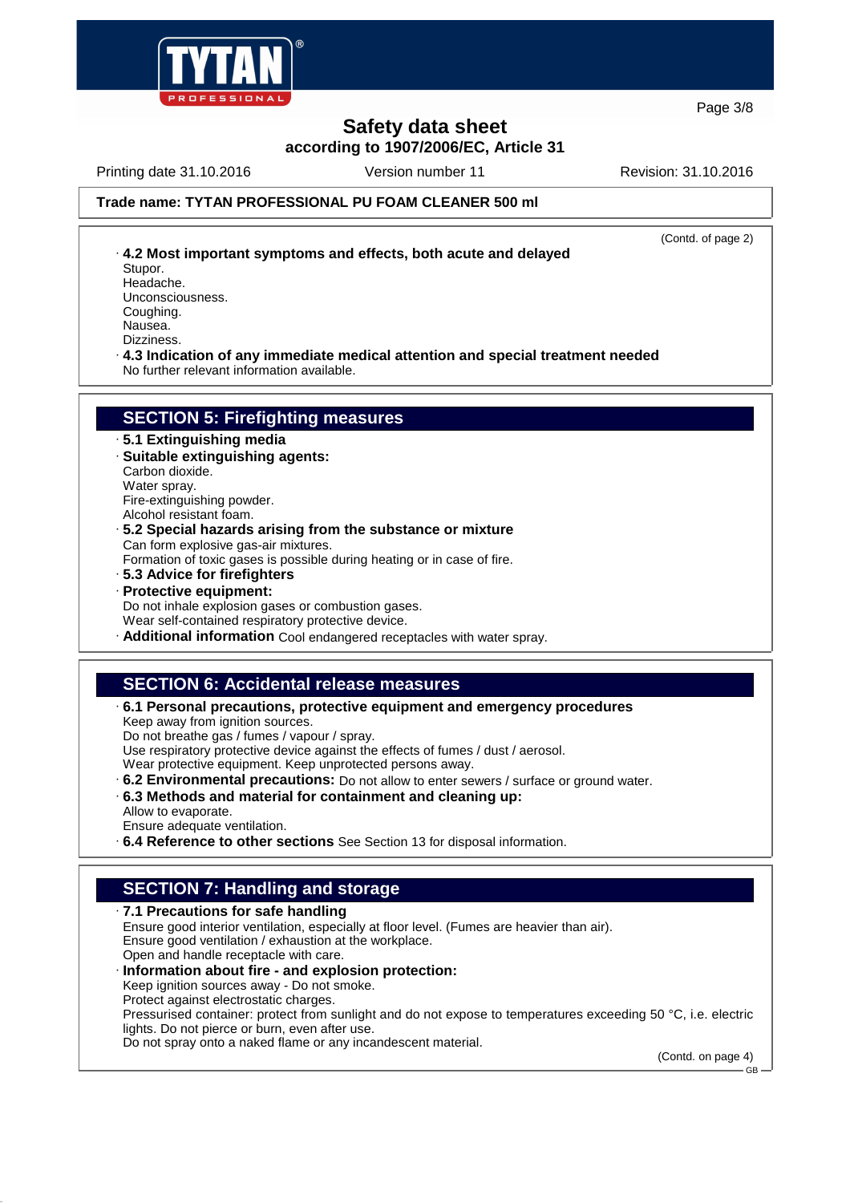**Trade name: TYTAN PROFESSIONAL PU FOAM CLEANER 500 ml**

(Contd. of page 2)

· **4.2 Most important symptoms and effects, both acute and delayed**
Stupor.
Headache.
Unconsciousness.
Coughing.
Nausea.
Dizziness.

· **4.3 Indication of any immediate medical attention and special treatment needed**
No further relevant information available.

## SECTION 5: Firefighting measures

· **5.1 Extinguishing media**
· **Suitable extinguishing agents:**
Carbon dioxide.
Water spray.
Fire-extinguishing powder.
Alcohol resistant foam.

· **5.2 Special hazards arising from the substance or mixture**
Can form explosive gas-air mixtures.
Formation of toxic gases is possible during heating or in case of fire.

· **5.3 Advice for firefighters**
· **Protective equipment:**
Do not inhale explosion gases or combustion gases.
Wear self-contained respiratory protective device.

· **Additional information** Cool endangered receptacles with water spray.

## SECTION 6: Accidental release measures

· **6.1 Personal precautions, protective equipment and emergency procedures**
Keep away from ignition sources.
Do not breathe gas / fumes / vapour / spray.
Use respiratory protective device against the effects of fumes / dust / aerosol.
Wear protective equipment. Keep unprotected persons away.

· **6.2 Environmental precautions:** Do not allow to enter sewers / surface or ground water.

· **6.3 Methods and material for containment and cleaning up:**
Allow to evaporate.
Ensure adequate ventilation.

· **6.4 Reference to other sections** See Section 13 for disposal information.

## SECTION 7: Handling and storage

· **7.1 Precautions for safe handling**
Ensure good interior ventilation, especially at floor level. (Fumes are heavier than air).
Ensure good ventilation / exhaustion at the workplace.
Open and handle receptacle with care.

· **Information about fire - and explosion protection:**
Keep ignition sources away - Do not smoke.
Protect against electrostatic charges.
Pressurised container: protect from sunlight and do not expose to temperatures exceeding 50 °C, i.e. electric lights. Do not pierce or burn, even after use.
Do not spray onto a naked flame or any incandescent material.

(Contd. on page 4)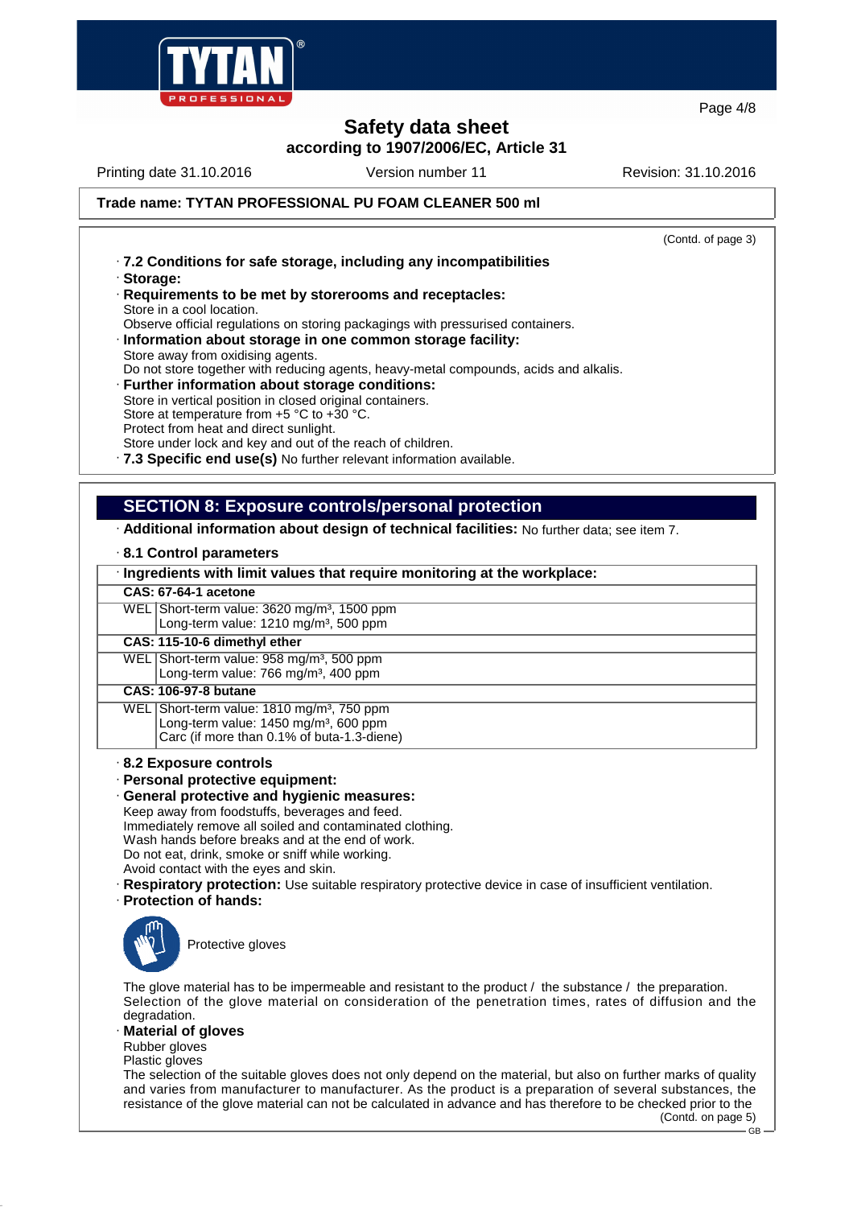**Safety data sheet**
**according to 1907/2006/EC, Article 31**

Printing date 31.10.2016 Version number 11 Revision: 31.10.2016

**Trade name: TYTAN PROFESSIONAL PU FOAM CLEANER 500 ml**

(Contd. of page 3)

· **7.2 Conditions for safe storage, including any incompatibilities**
· **Storage:**
· **Requirements to be met by storerooms and receptacles:**
Store in a cool location.
Observe official regulations on storing packagings with pressurised containers.
· **Information about storage in one common storage facility:**
Store away from oxidising agents.
Do not store together with reducing agents, heavy-metal compounds, acids and alkalis.
· **Further information about storage conditions:**
Store in vertical position in closed original containers.
Store at temperature from +5 °C to +30 °C.
Protect from heat and direct sunlight.
Store under lock and key and out of the reach of children.
· **7.3 Specific end use(s)** No further relevant information available.

## SECTION 8: Exposure controls/personal protection

· **Additional information about design of technical facilities:** No further data; see item 7.

· **8.1 Control parameters**

| · Ingredients with limit values that require monitoring at the workplace: | |
|---|---|
| **CAS: 67-64-1 acetone** | |
| WEL | Short-term value: 3620 mg/m³, 1500 ppm<br>Long-term value: 1210 mg/m³, 500 ppm |
| **CAS: 115-10-6 dimethyl ether** | |
| WEL | Short-term value: 958 mg/m³, 500 ppm<br>Long-term value: 766 mg/m³, 400 ppm |
| **CAS: 106-97-8 butane** | |
| WEL | Short-term value: 1810 mg/m³, 750 ppm<br>Long-term value: 1450 mg/m³, 600 ppm<br>Carc (if more than 0.1% of buta-1.3-diene) |

· **8.2 Exposure controls**
· **Personal protective equipment:**
· **General protective and hygienic measures:**
Keep away from foodstuffs, beverages and feed.
Immediately remove all soiled and contaminated clothing.
Wash hands before breaks and at the end of work.
Do not eat, drink, smoke or sniff while working.
Avoid contact with the eyes and skin.
· **Respiratory protection:** Use suitable respiratory protective device in case of insufficient ventilation.
· **Protection of hands:**

Protective gloves

The glove material has to be impermeable and resistant to the product / the substance / the preparation.
Selection of the glove material on consideration of the penetration times, rates of diffusion and the degradation.
· **Material of gloves**
Rubber gloves
Plastic gloves
The selection of the suitable gloves does not only depend on the material, but also on further marks of quality and varies from manufacturer to manufacturer. As the product is a preparation of several substances, the resistance of the glove material can not be calculated in advance and has therefore to be checked prior to the

(Contd. on page 5)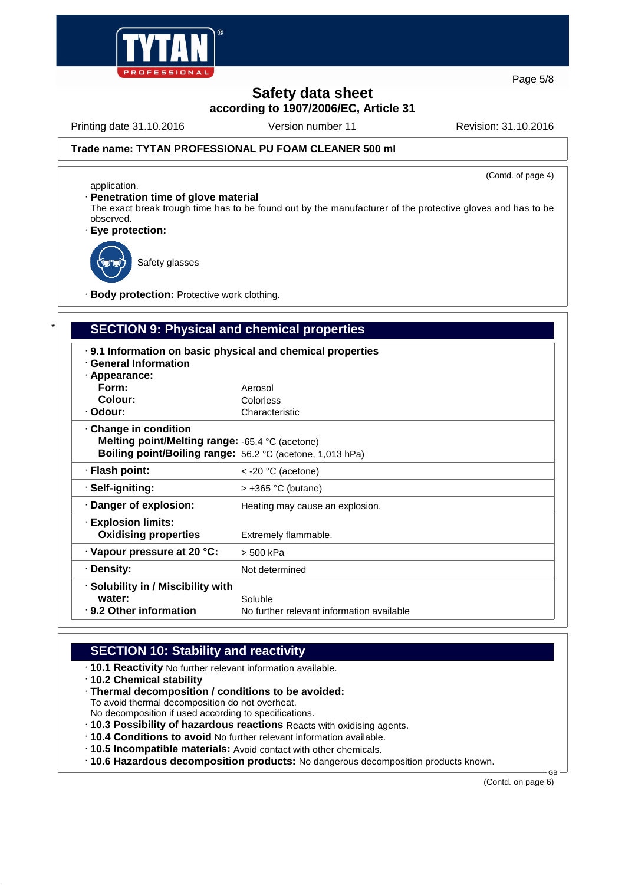**Safety data sheet**
**according to 1907/2006/EC, Article 31**

Printing date 31.10.2016 | Version number 11 | Revision: 31.10.2016

**Trade name: TYTAN PROFESSIONAL PU FOAM CLEANER 500 ml**

(Contd. of page 4)

application.

· **Penetration time of glove material**
The exact break trough time has to be found out by the manufacturer of the protective gloves and has to be observed.

· **Eye protection:**

Safety glasses

· **Body protection:** Protective work clothing.

## SECTION 9: Physical and chemical properties

| | |
|---|---|
| · **9.1 Information on basic physical and chemical properties** | |
| · **General Information** | |
| · **Appearance:** | |
| **Form:** | Aerosol |
| **Colour:** | Colorless |
| · **Odour:** | Characteristic |
| · **Change in condition** | |
| **Melting point/Melting range:** | -65.4 °C (acetone) |
| **Boiling point/Boiling range:** | 56.2 °C (acetone, 1,013 hPa) |
| · **Flash point:** | < -20 °C (acetone) |
| · **Self-igniting:** | > +365 °C (butane) |
| · **Danger of explosion:** | Heating may cause an explosion. |
| · **Explosion limits:** | |
| **Oxidising properties** | Extremely flammable. |
| · **Vapour pressure at 20 °C:** | > 500 kPa |
| · **Density:** | Not determined |
| · **Solubility in / Miscibility with water:** | Soluble |
| · **9.2 Other information** | No further relevant information available |

## SECTION 10: Stability and reactivity

· **10.1 Reactivity** No further relevant information available.
· **10.2 Chemical stability**
· **Thermal decomposition / conditions to be avoided:**
To avoid thermal decomposition do not overheat.
No decomposition if used according to specifications.
· **10.3 Possibility of hazardous reactions** Reacts with oxidising agents.
· **10.4 Conditions to avoid** No further relevant information available.
· **10.5 Incompatible materials:** Avoid contact with other chemicals.
· **10.6 Hazardous decomposition products:** No dangerous decomposition products known.

(Contd. on page 6)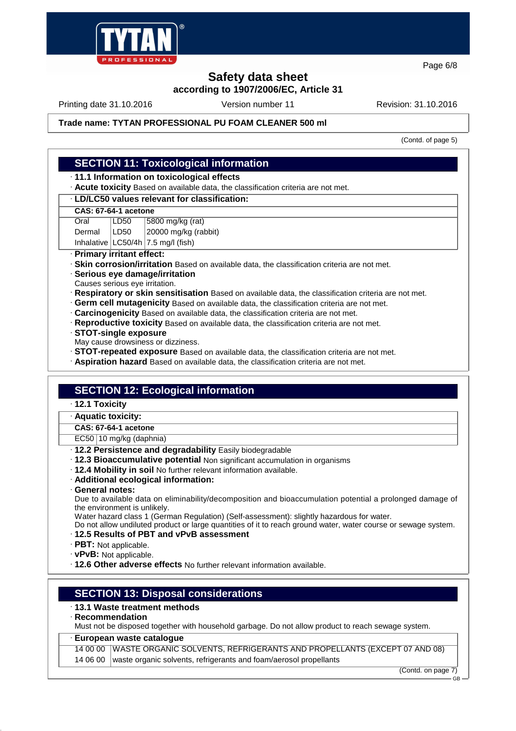**Safety data sheet**
**according to 1907/2006/EC, Article 31**

Printing date 31.10.2016 | Version number 11 | Revision: 31.10.2016

**Trade name: TYTAN PROFESSIONAL PU FOAM CLEANER 500 ml**

(Contd. of page 5)

## SECTION 11: Toxicological information

· **11.1 Information on toxicological effects**
· **Acute toxicity** Based on available data, the classification criteria are not met.

· **LD/LC50 values relevant for classification:**

| **CAS: 67-64-1 acetone** | | |
|---|---|---|
| Oral | LD50 | 5800 mg/kg (rat) |
| Dermal | LD50 | 20000 mg/kg (rabbit) |
| Inhalative | LC50/4h | 7.5 mg/l (fish) |

· **Primary irritant effect:**
· **Skin corrosion/irritation** Based on available data, the classification criteria are not met.
· **Serious eye damage/irritation**
Causes serious eye irritation.
· **Respiratory or skin sensitisation** Based on available data, the classification criteria are not met.
· **Germ cell mutagenicity** Based on available data, the classification criteria are not met.
· **Carcinogenicity** Based on available data, the classification criteria are not met.
· **Reproductive toxicity** Based on available data, the classification criteria are not met.
· **STOT-single exposure**
May cause drowsiness or dizziness.
· **STOT-repeated exposure** Based on available data, the classification criteria are not met.
· **Aspiration hazard** Based on available data, the classification criteria are not met.

## SECTION 12: Ecological information

· **12.1 Toxicity**

· **Aquatic toxicity:**

| **CAS: 67-64-1 acetone** | |
|---|---|
| EC50 | 10 mg/kg (daphnia) |

· **12.2 Persistence and degradability** Easily biodegradable
· **12.3 Bioaccumulative potential** Non significant accumulation in organisms
· **12.4 Mobility in soil** No further relevant information available.
· **Additional ecological information:**
· **General notes:**
Due to available data on eliminability/decomposition and bioaccumulation potential a prolonged damage of the environment is unlikely.
Water hazard class 1 (German Regulation) (Self-assessment): slightly hazardous for water.
Do not allow undiluted product or large quantities of it to reach ground water, water course or sewage system.
· **12.5 Results of PBT and vPvB assessment**
· **PBT:** Not applicable.
· **vPvB:** Not applicable.
· **12.6 Other adverse effects** No further relevant information available.

## SECTION 13: Disposal considerations

· **13.1 Waste treatment methods**
· **Recommendation**
Must not be disposed together with household garbage. Do not allow product to reach sewage system.

· **European waste catalogue**

| | |
|---|---|
| 14 00 00 | WASTE ORGANIC SOLVENTS, REFRIGERANTS AND PROPELLANTS (EXCEPT 07 AND 08) |
| 14 06 00 | waste organic solvents, refrigerants and foam/aerosol propellants |

(Contd. on page 7)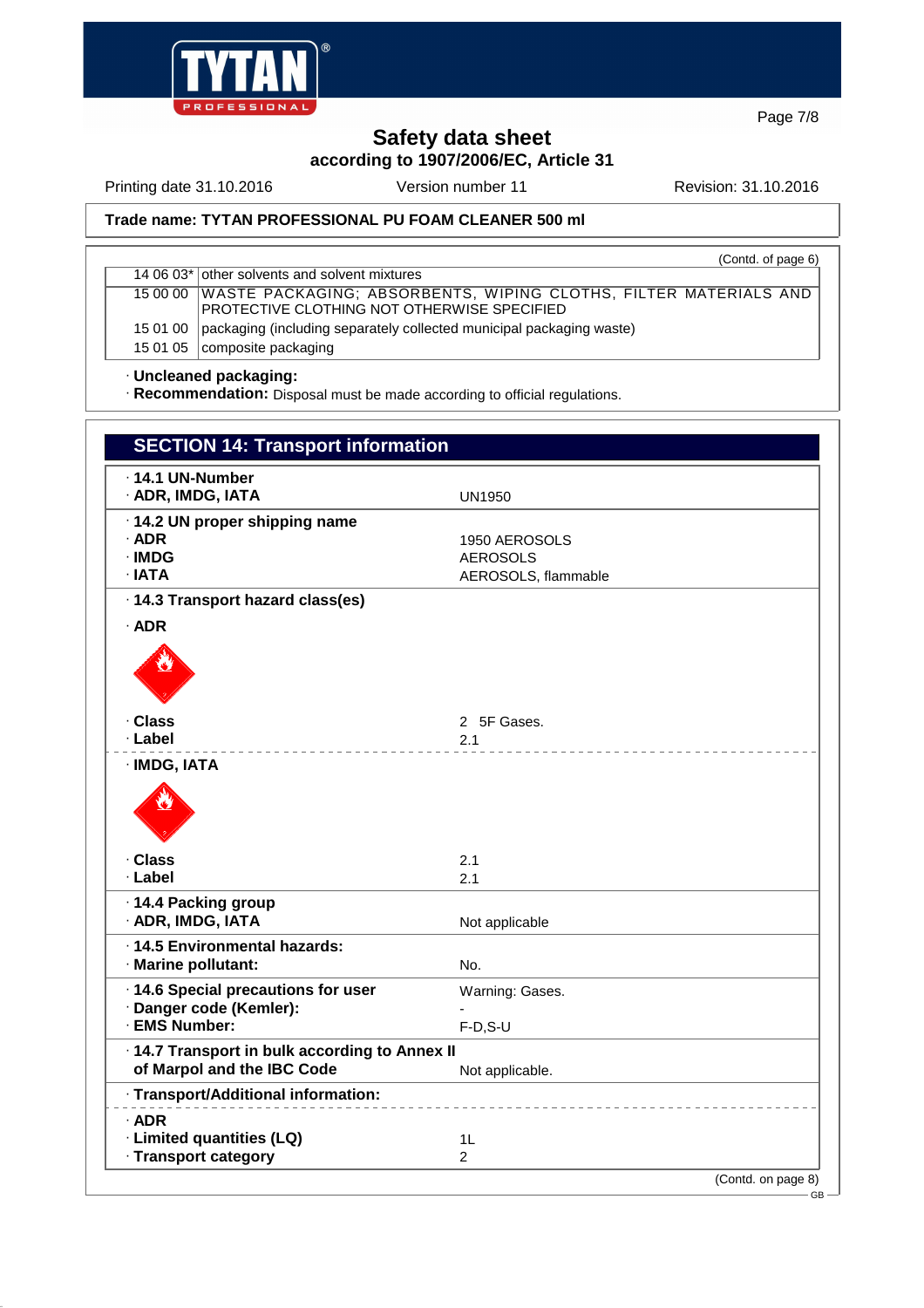# Safety data sheet
**according to 1907/2006/EC, Article 31**

Printing date 31.10.2016 | Version number 11 | Revision: 31.10.2016

**Trade name: TYTAN PROFESSIONAL PU FOAM CLEANER 500 ml**

(Contd. of page 6)

| | |
|---|---|
| 14 06 03* | other solvents and solvent mixtures |
| 15 00 00 | WASTE PACKAGING; ABSORBENTS, WIPING CLOTHS, FILTER MATERIALS AND PROTECTIVE CLOTHING NOT OTHERWISE SPECIFIED |
| 15 01 00 | packaging (including separately collected municipal packaging waste) |
| 15 01 05 | composite packaging |

· **Uncleaned packaging:**
· **Recommendation:** Disposal must be made according to official regulations.

## SECTION 14: Transport information

| | |
|---|---|
| · **14.1 UN-Number** | |
| · **ADR, IMDG, IATA** | UN1950 |
| · **14.2 UN proper shipping name** | |
| · **ADR** | 1950 AEROSOLS |
| · **IMDG** | AEROSOLS |
| · **IATA** | AEROSOLS, flammable |
| · **14.3 Transport hazard class(es)** | |
| · **ADR** | |
| · **Class** | 2 5F Gases. |
| · **Label** | 2.1 |
| · **IMDG, IATA** | |
| · **Class** | 2.1 |
| · **Label** | 2.1 |
| · **14.4 Packing group** | |
| · **ADR, IMDG, IATA** | Not applicable |
| · **14.5 Environmental hazards:** | |
| · **Marine pollutant:** | No. |
| · **14.6 Special precautions for user** | Warning: Gases. |
| · **Danger code (Kemler):** | - |
| · **EMS Number:** | F-D,S-U |
| · **14.7 Transport in bulk according to Annex II of Marpol and the IBC Code** | Not applicable. |
| · **Transport/Additional information:** | |
| · **ADR** | |
| · **Limited quantities (LQ)** | 1L |
| · **Transport category** | 2 |

(Contd. on page 8)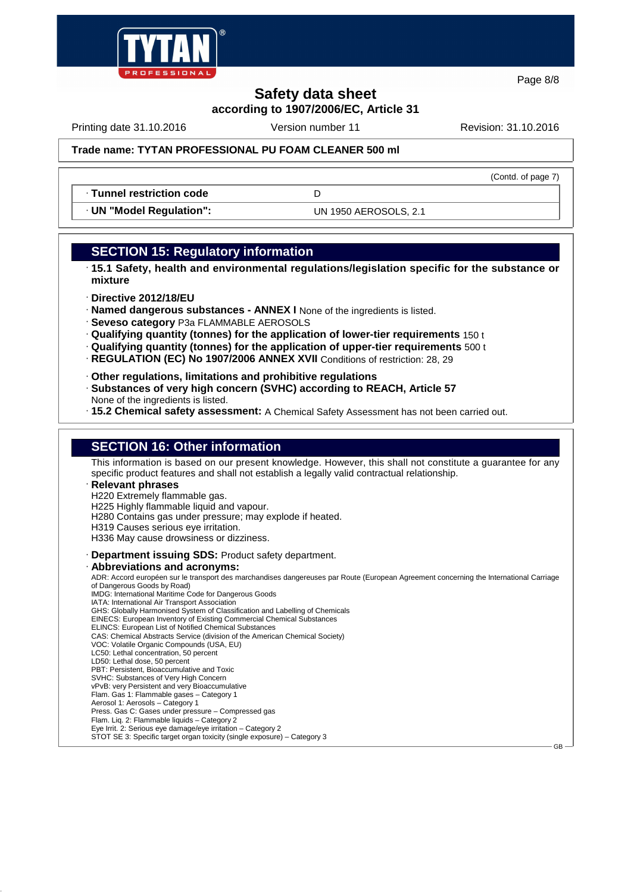Safety data sheet
according to 1907/2006/EC, Article 31

Printing date 31.10.2016 | Version number 11 | Revision: 31.10.2016

**Trade name: TYTAN PROFESSIONAL PU FOAM CLEANER 500 ml**

(Contd. of page 7)

| | |
|---|---|
| · **Tunnel restriction code** | D |
| · **UN "Model Regulation":** | UN 1950 AEROSOLS, 2.1 |

## SECTION 15: Regulatory information

· **15.1 Safety, health and environmental regulations/legislation specific for the substance or mixture**

· **Directive 2012/18/EU**
· **Named dangerous substances - ANNEX I** None of the ingredients is listed.
· **Seveso category** P3a FLAMMABLE AEROSOLS
· **Qualifying quantity (tonnes) for the application of lower-tier requirements** 150 t
· **Qualifying quantity (tonnes) for the application of upper-tier requirements** 500 t
· **REGULATION (EC) No 1907/2006 ANNEX XVII** Conditions of restriction: 28, 29

· **Other regulations, limitations and prohibitive regulations**
· **Substances of very high concern (SVHC) according to REACH, Article 57**
None of the ingredients is listed.
· **15.2 Chemical safety assessment:** A Chemical Safety Assessment has not been carried out.

## SECTION 16: Other information

This information is based on our present knowledge. However, this shall not constitute a guarantee for any specific product features and shall not establish a legally valid contractual relationship.

· **Relevant phrases**
H220 Extremely flammable gas.
H225 Highly flammable liquid and vapour.
H280 Contains gas under pressure; may explode if heated.
H319 Causes serious eye irritation.
H336 May cause drowsiness or dizziness.

· **Department issuing SDS:** Product safety department.
· **Abbreviations and acronyms:**
ADR: Accord européen sur le transport des marchandises dangereuses par Route (European Agreement concerning the International Carriage of Dangerous Goods by Road)
IMDG: International Maritime Code for Dangerous Goods
IATA: International Air Transport Association
GHS: Globally Harmonised System of Classification and Labelling of Chemicals
EINECS: European Inventory of Existing Commercial Chemical Substances
ELINCS: European List of Notified Chemical Substances
CAS: Chemical Abstracts Service (division of the American Chemical Society)
VOC: Volatile Organic Compounds (USA, EU)
LC50: Lethal concentration, 50 percent
LD50: Lethal dose, 50 percent
PBT: Persistent, Bioaccumulative and Toxic
SVHC: Substances of Very High Concern
vPvB: very Persistent and very Bioaccumulative
Flam. Gas 1: Flammable gases – Category 1
Aerosol 1: Aerosols – Category 1
Press. Gas C: Gases under pressure – Compressed gas
Flam. Liq. 2: Flammable liquids – Category 2
Eye Irrit. 2: Serious eye damage/eye irritation – Category 2
STOT SE 3: Specific target organ toxicity (single exposure) – Category 3

GB